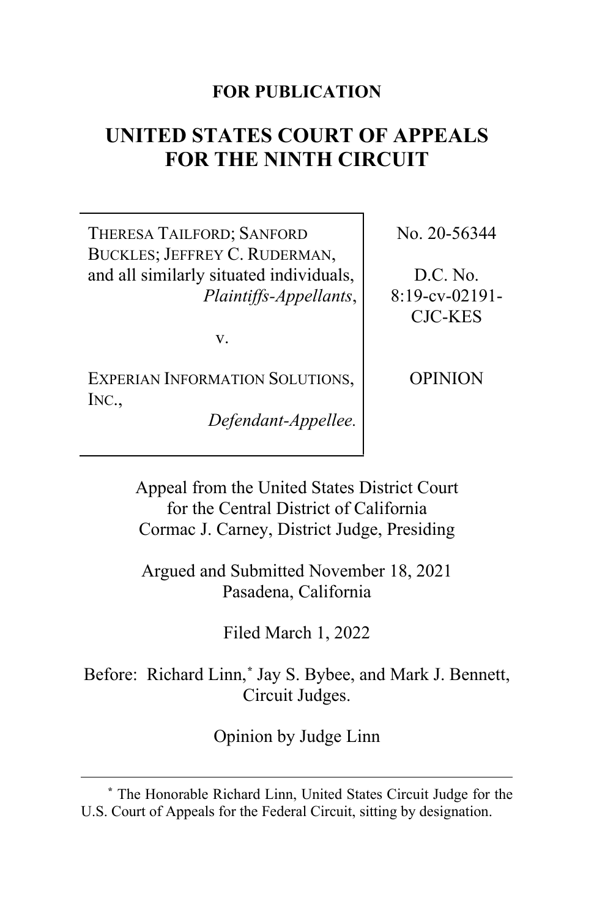**FOR PUBLICATION**

# UNITED STATES COURT OF APPEALS FOR THE NINTH CIRCUIT

| | |
|---|---|
| THERESA TAILFORD; SANFORD BUCKLES; JEFFREY C. RUDERMAN, and all similarly situated individuals, *Plaintiffs-Appellants*,<br><br>v.<br><br>EXPERIAN INFORMATION SOLUTIONS, INC., *Defendant-Appellee.* | No. 20-56344<br><br>D.C. No. 8:19-cv-02191-CJC-KES<br><br>OPINION |

Appeal from the United States District Court for the Central District of California
Cormac J. Carney, District Judge, Presiding

Argued and Submitted November 18, 2021
Pasadena, California

Filed March 1, 2022

Before: Richard Linn,* Jay S. Bybee, and Mark J. Bennett, Circuit Judges.

Opinion by Judge Linn

---

* The Honorable Richard Linn, United States Circuit Judge for the U.S. Court of Appeals for the Federal Circuit, sitting by designation.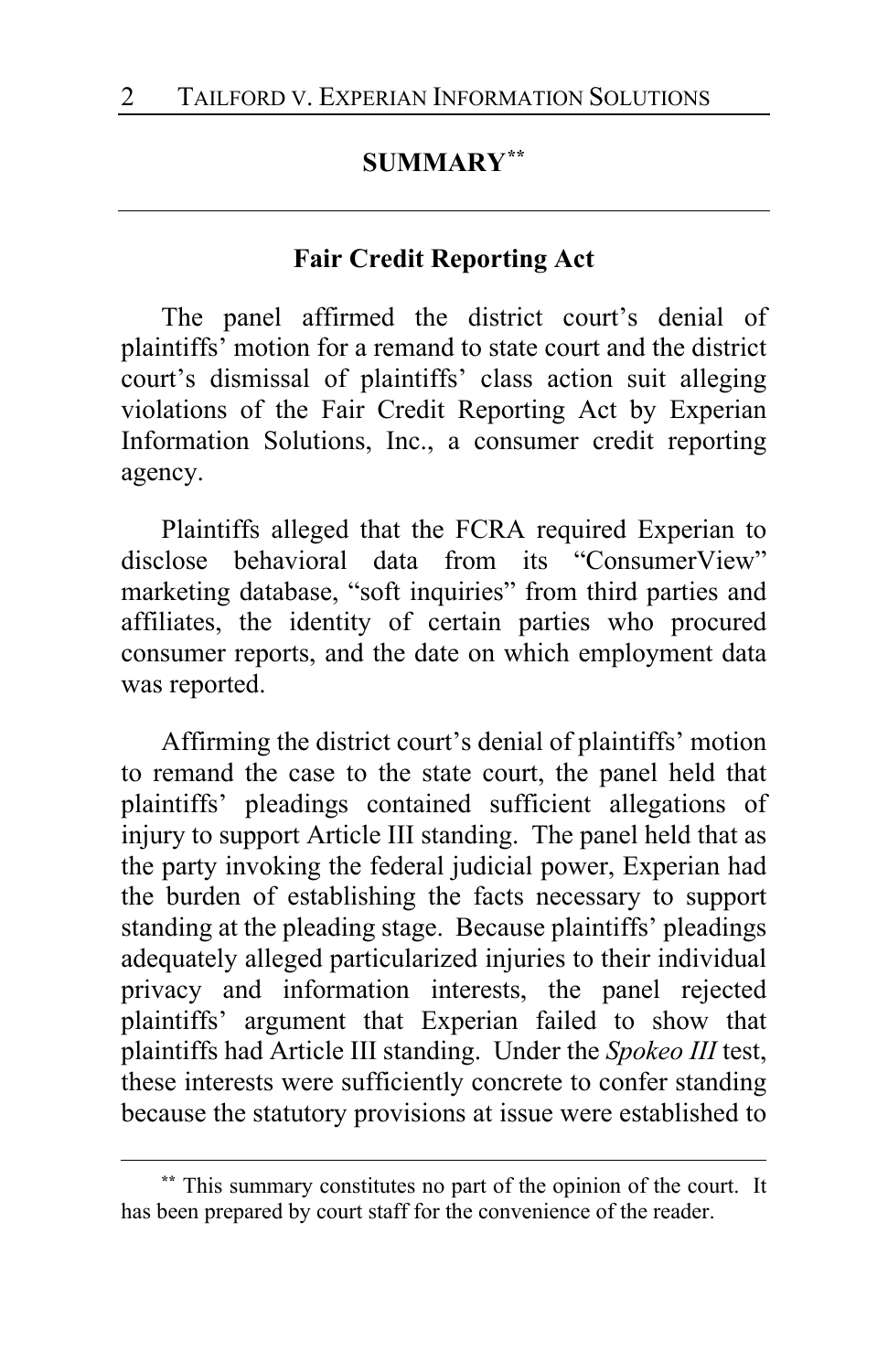## SUMMARY[**]

---

### Fair Credit Reporting Act

The panel affirmed the district court's denial of plaintiffs' motion for a remand to state court and the district court's dismissal of plaintiffs' class action suit alleging violations of the Fair Credit Reporting Act by Experian Information Solutions, Inc., a consumer credit reporting agency.

Plaintiffs alleged that the FCRA required Experian to disclose behavioral data from its "ConsumerView" marketing database, "soft inquiries" from third parties and affiliates, the identity of certain parties who procured consumer reports, and the date on which employment data was reported.

Affirming the district court's denial of plaintiffs' motion to remand the case to the state court, the panel held that plaintiffs' pleadings contained sufficient allegations of injury to support Article III standing. The panel held that as the party invoking the federal judicial power, Experian had the burden of establishing the facts necessary to support standing at the pleading stage. Because plaintiffs' pleadings adequately alleged particularized injuries to their individual privacy and information interests, the panel rejected plaintiffs' argument that Experian failed to show that plaintiffs had Article III standing. Under the *Spokeo III* test, these interests were sufficiently concrete to confer standing because the statutory provisions at issue were established to

---

[**] This summary constitutes no part of the opinion of the court. It has been prepared by court staff for the convenience of the reader.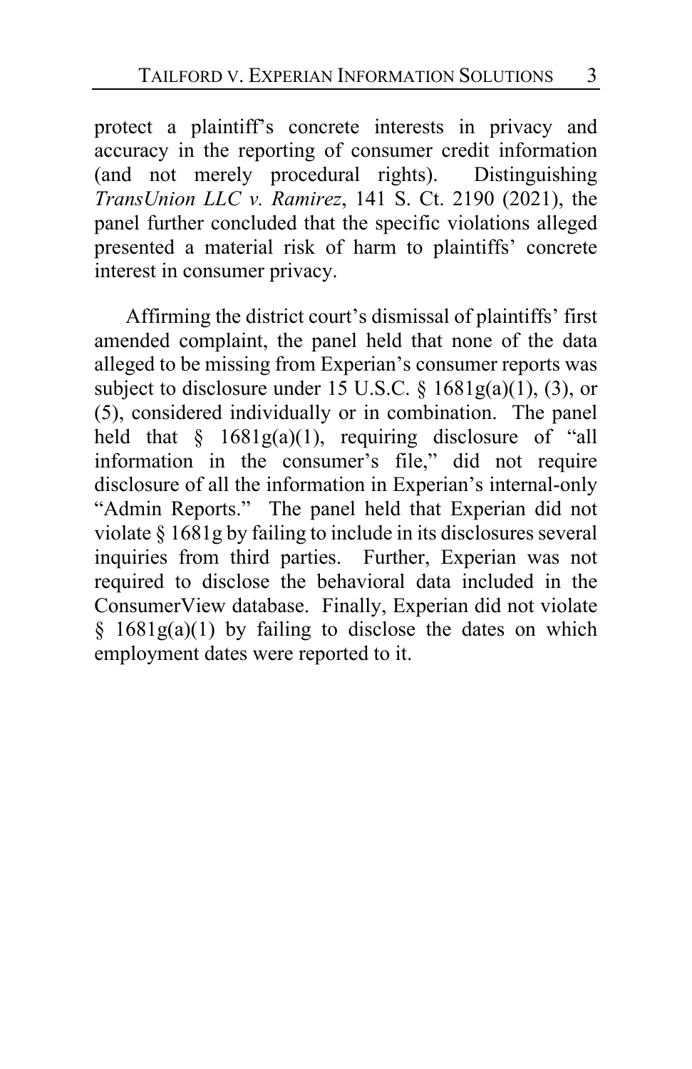protect a plaintiff's concrete interests in privacy and accuracy in the reporting of consumer credit information (and not merely procedural rights). Distinguishing *TransUnion LLC v. Ramirez*, 141 S. Ct. 2190 (2021), the panel further concluded that the specific violations alleged presented a material risk of harm to plaintiffs' concrete interest in consumer privacy.

Affirming the district court's dismissal of plaintiffs' first amended complaint, the panel held that none of the data alleged to be missing from Experian's consumer reports was subject to disclosure under 15 U.S.C. § 1681g(a)(1), (3), or (5), considered individually or in combination. The panel held that § 1681g(a)(1), requiring disclosure of "all information in the consumer's file," did not require disclosure of all the information in Experian's internal-only "Admin Reports." The panel held that Experian did not violate § 1681g by failing to include in its disclosures several inquiries from third parties. Further, Experian was not required to disclose the behavioral data included in the ConsumerView database. Finally, Experian did not violate § 1681g(a)(1) by failing to disclose the dates on which employment dates were reported to it.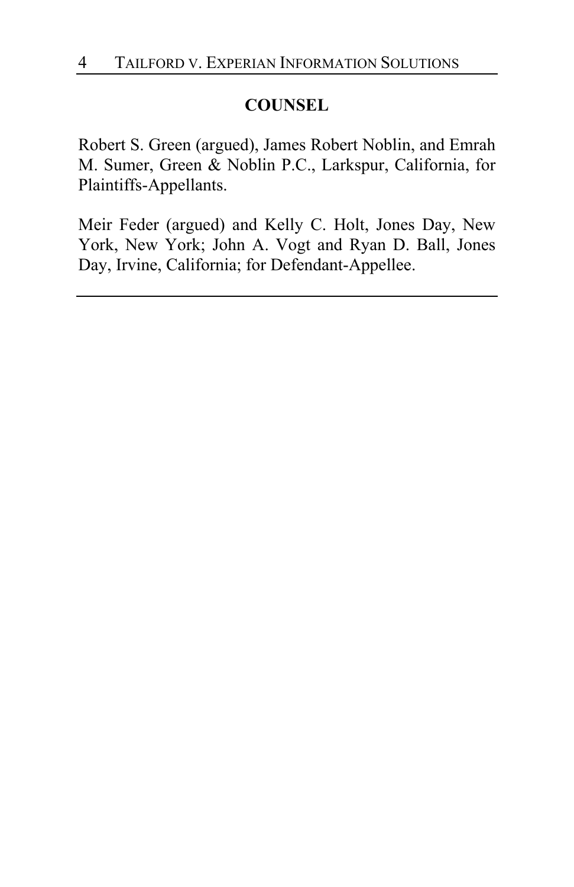## COUNSEL

Robert S. Green (argued), James Robert Noblin, and Emrah M. Sumer, Green & Noblin P.C., Larkspur, California, for Plaintiffs-Appellants.

Meir Feder (argued) and Kelly C. Holt, Jones Day, New York, New York; John A. Vogt and Ryan D. Ball, Jones Day, Irvine, California; for Defendant-Appellee.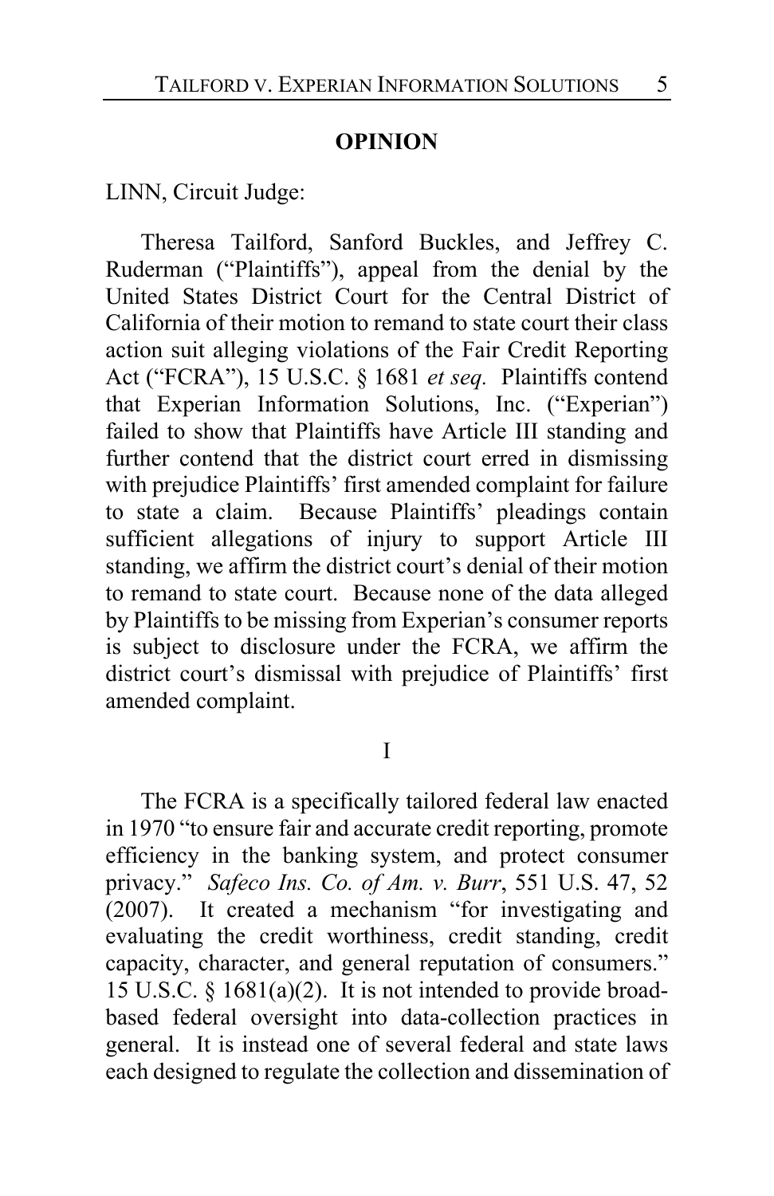**OPINION**

LINN, Circuit Judge:

Theresa Tailford, Sanford Buckles, and Jeffrey C. Ruderman ("Plaintiffs"), appeal from the denial by the United States District Court for the Central District of California of their motion to remand to state court their class action suit alleging violations of the Fair Credit Reporting Act ("FCRA"), 15 U.S.C. § 1681 *et seq.* Plaintiffs contend that Experian Information Solutions, Inc. ("Experian") failed to show that Plaintiffs have Article III standing and further contend that the district court erred in dismissing with prejudice Plaintiffs' first amended complaint for failure to state a claim. Because Plaintiffs' pleadings contain sufficient allegations of injury to support Article III standing, we affirm the district court's denial of their motion to remand to state court. Because none of the data alleged by Plaintiffs to be missing from Experian's consumer reports is subject to disclosure under the FCRA, we affirm the district court's dismissal with prejudice of Plaintiffs' first amended complaint.

I

The FCRA is a specifically tailored federal law enacted in 1970 "to ensure fair and accurate credit reporting, promote efficiency in the banking system, and protect consumer privacy." *Safeco Ins. Co. of Am. v. Burr*, 551 U.S. 47, 52 (2007). It created a mechanism "for investigating and evaluating the credit worthiness, credit standing, credit capacity, character, and general reputation of consumers." 15 U.S.C. § 1681(a)(2). It is not intended to provide broad-based federal oversight into data-collection practices in general. It is instead one of several federal and state laws each designed to regulate the collection and dissemination of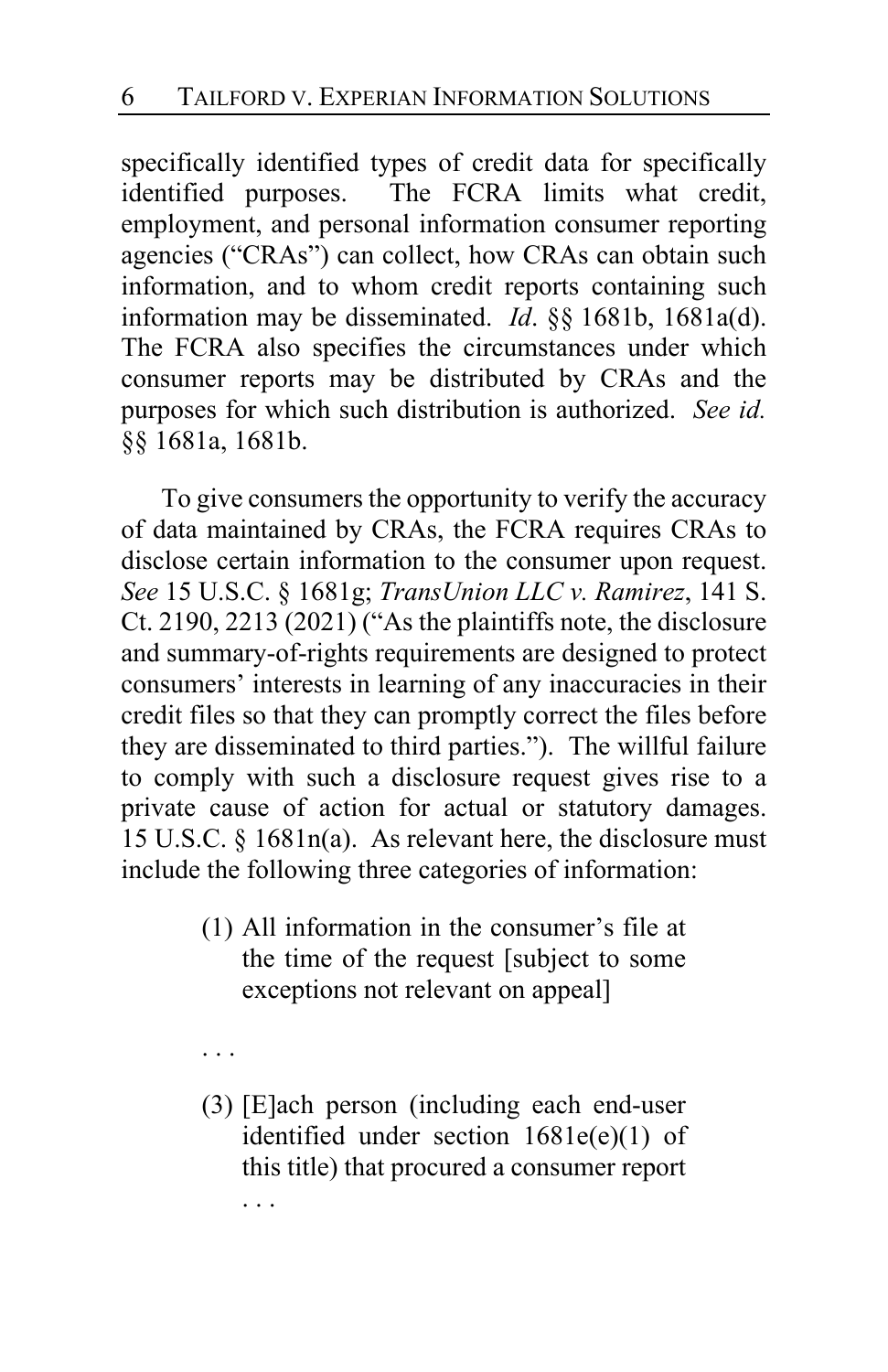specifically identified types of credit data for specifically identified purposes. The FCRA limits what credit, employment, and personal information consumer reporting agencies ("CRAs") can collect, how CRAs can obtain such information, and to whom credit reports containing such information may be disseminated. *Id*. §§ 1681b, 1681a(d). The FCRA also specifies the circumstances under which consumer reports may be distributed by CRAs and the purposes for which such distribution is authorized. *See id.* §§ 1681a, 1681b.

To give consumers the opportunity to verify the accuracy of data maintained by CRAs, the FCRA requires CRAs to disclose certain information to the consumer upon request. *See* 15 U.S.C. § 1681g; *TransUnion LLC v. Ramirez*, 141 S. Ct. 2190, 2213 (2021) ("As the plaintiffs note, the disclosure and summary-of-rights requirements are designed to protect consumers' interests in learning of any inaccuracies in their credit files so that they can promptly correct the files before they are disseminated to third parties."). The willful failure to comply with such a disclosure request gives rise to a private cause of action for actual or statutory damages. 15 U.S.C. § 1681n(a). As relevant here, the disclosure must include the following three categories of information:

> (1) All information in the consumer's file at the time of the request [subject to some exceptions not relevant on appeal]
>
> . . .
>
> (3) [E]ach person (including each end-user identified under section 1681e(e)(1) of this title) that procured a consumer report . . .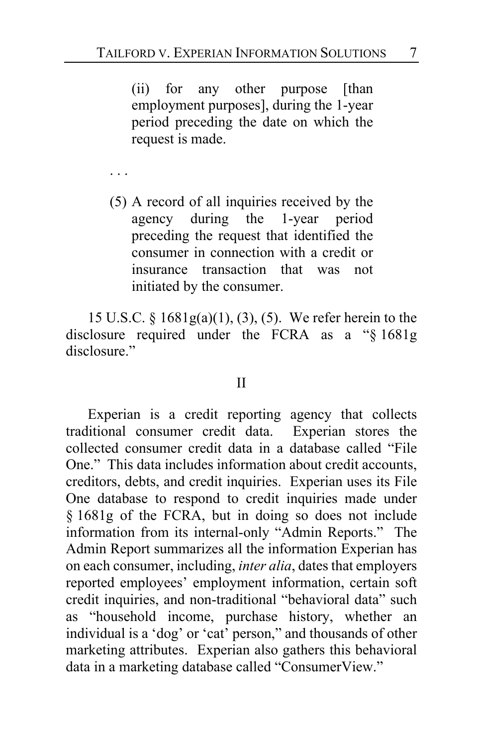> (ii) for any other purpose [than employment purposes], during the 1-year period preceding the date on which the request is made.
>
> . . .
>
> (5) A record of all inquiries received by the agency during the 1-year period preceding the request that identified the consumer in connection with a credit or insurance transaction that was not initiated by the consumer.

15 U.S.C. § 1681g(a)(1), (3), (5). We refer herein to the disclosure required under the FCRA as a "§ 1681g disclosure."

## II

Experian is a credit reporting agency that collects traditional consumer credit data. Experian stores the collected consumer credit data in a database called "File One." This data includes information about credit accounts, creditors, debts, and credit inquiries. Experian uses its File One database to respond to credit inquiries made under § 1681g of the FCRA, but in doing so does not include information from its internal-only "Admin Reports." The Admin Report summarizes all the information Experian has on each consumer, including, *inter alia*, dates that employers reported employees' employment information, certain soft credit inquiries, and non-traditional "behavioral data" such as "household income, purchase history, whether an individual is a 'dog' or 'cat' person," and thousands of other marketing attributes. Experian also gathers this behavioral data in a marketing database called "ConsumerView."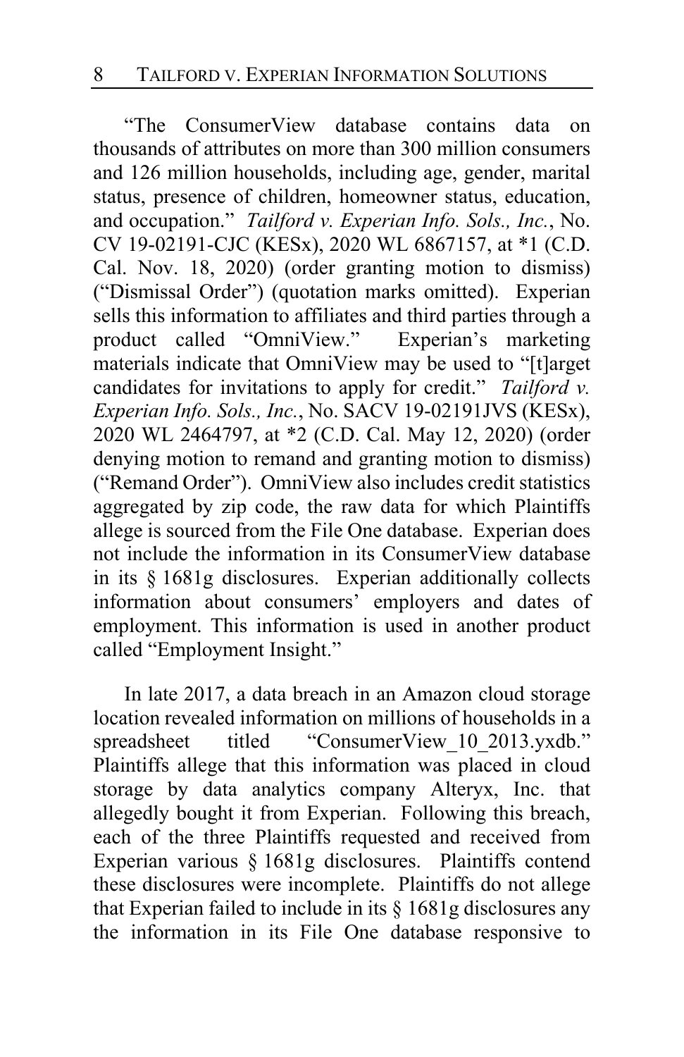"The ConsumerView database contains data on thousands of attributes on more than 300 million consumers and 126 million households, including age, gender, marital status, presence of children, homeowner status, education, and occupation." *Tailford v. Experian Info. Sols., Inc.*, No. CV 19-02191-CJC (KESx), 2020 WL 6867157, at *1 (C.D. Cal. Nov. 18, 2020) (order granting motion to dismiss) ("Dismissal Order") (quotation marks omitted). Experian sells this information to affiliates and third parties through a product called "OmniView." Experian's marketing materials indicate that OmniView may be used to "[t]arget candidates for invitations to apply for credit." *Tailford v. Experian Info. Sols., Inc.*, No. SACV 19-02191JVS (KESx), 2020 WL 2464797, at *2 (C.D. Cal. May 12, 2020) (order denying motion to remand and granting motion to dismiss) ("Remand Order"). OmniView also includes credit statistics aggregated by zip code, the raw data for which Plaintiffs allege is sourced from the File One database. Experian does not include the information in its ConsumerView database in its § 1681g disclosures. Experian additionally collects information about consumers' employers and dates of employment. This information is used in another product called "Employment Insight."

In late 2017, a data breach in an Amazon cloud storage location revealed information on millions of households in a spreadsheet titled "ConsumerView_10_2013.yxdb." Plaintiffs allege that this information was placed in cloud storage by data analytics company Alteryx, Inc. that allegedly bought it from Experian. Following this breach, each of the three Plaintiffs requested and received from Experian various § 1681g disclosures. Plaintiffs contend these disclosures were incomplete. Plaintiffs do not allege that Experian failed to include in its § 1681g disclosures any the information in its File One database responsive to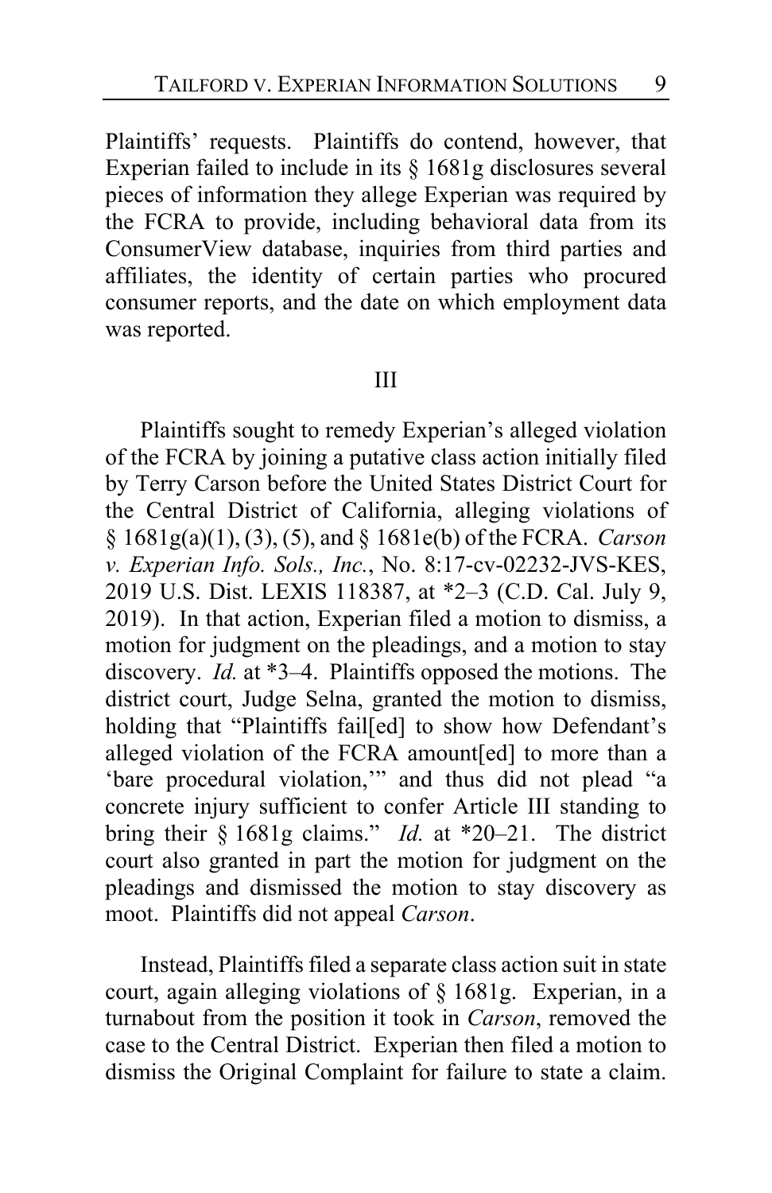Plaintiffs' requests. Plaintiffs do contend, however, that Experian failed to include in its § 1681g disclosures several pieces of information they allege Experian was required by the FCRA to provide, including behavioral data from its ConsumerView database, inquiries from third parties and affiliates, the identity of certain parties who procured consumer reports, and the date on which employment data was reported.

## III

Plaintiffs sought to remedy Experian's alleged violation of the FCRA by joining a putative class action initially filed by Terry Carson before the United States District Court for the Central District of California, alleging violations of § 1681g(a)(1), (3), (5), and § 1681e(b) of the FCRA. *Carson v. Experian Info. Sols., Inc.*, No. 8:17-cv-02232-JVS-KES, 2019 U.S. Dist. LEXIS 118387, at *2–3 (C.D. Cal. July 9, 2019). In that action, Experian filed a motion to dismiss, a motion for judgment on the pleadings, and a motion to stay discovery. *Id.* at *3–4. Plaintiffs opposed the motions. The district court, Judge Selna, granted the motion to dismiss, holding that "Plaintiffs fail[ed] to show how Defendant's alleged violation of the FCRA amount[ed] to more than a 'bare procedural violation,'" and thus did not plead "a concrete injury sufficient to confer Article III standing to bring their § 1681g claims." *Id.* at *20–21. The district court also granted in part the motion for judgment on the pleadings and dismissed the motion to stay discovery as moot. Plaintiffs did not appeal *Carson*.

Instead, Plaintiffs filed a separate class action suit in state court, again alleging violations of § 1681g. Experian, in a turnabout from the position it took in *Carson*, removed the case to the Central District. Experian then filed a motion to dismiss the Original Complaint for failure to state a claim.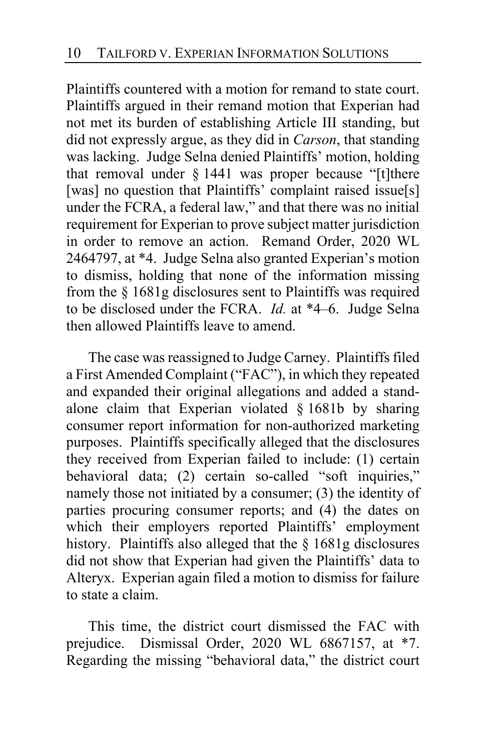Plaintiffs countered with a motion for remand to state court. Plaintiffs argued in their remand motion that Experian had not met its burden of establishing Article III standing, but did not expressly argue, as they did in *Carson*, that standing was lacking. Judge Selna denied Plaintiffs' motion, holding that removal under § 1441 was proper because "[t]there [was] no question that Plaintiffs' complaint raised issue[s] under the FCRA, a federal law," and that there was no initial requirement for Experian to prove subject matter jurisdiction in order to remove an action. Remand Order, 2020 WL 2464797, at *4. Judge Selna also granted Experian's motion to dismiss, holding that none of the information missing from the § 1681g disclosures sent to Plaintiffs was required to be disclosed under the FCRA. *Id.* at *4–6. Judge Selna then allowed Plaintiffs leave to amend.

The case was reassigned to Judge Carney. Plaintiffs filed a First Amended Complaint ("FAC"), in which they repeated and expanded their original allegations and added a stand-alone claim that Experian violated § 1681b by sharing consumer report information for non-authorized marketing purposes. Plaintiffs specifically alleged that the disclosures they received from Experian failed to include: (1) certain behavioral data; (2) certain so-called "soft inquiries," namely those not initiated by a consumer; (3) the identity of parties procuring consumer reports; and (4) the dates on which their employers reported Plaintiffs' employment history. Plaintiffs also alleged that the § 1681g disclosures did not show that Experian had given the Plaintiffs' data to Alteryx. Experian again filed a motion to dismiss for failure to state a claim.

This time, the district court dismissed the FAC with prejudice. Dismissal Order, 2020 WL 6867157, at *7. Regarding the missing "behavioral data," the district court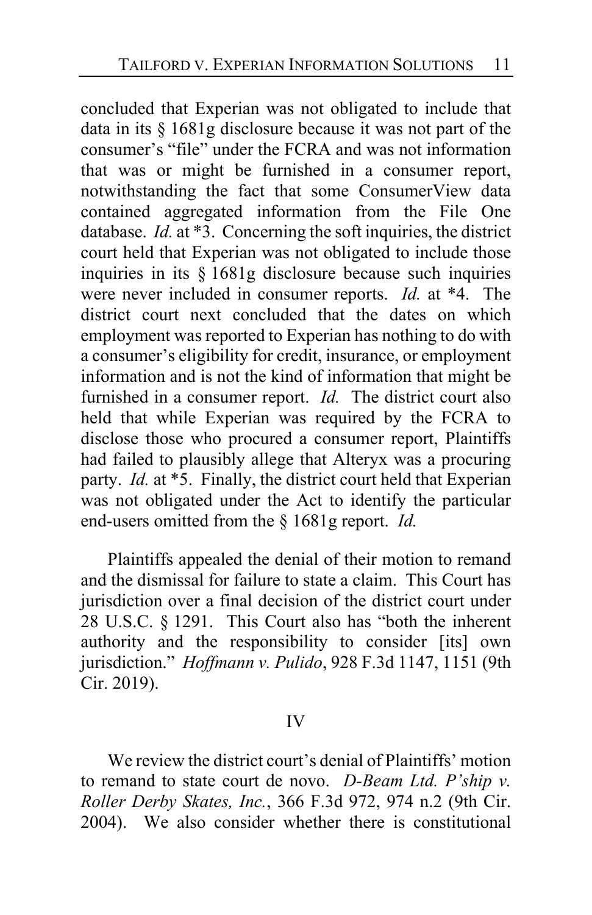concluded that Experian was not obligated to include that data in its § 1681g disclosure because it was not part of the consumer's "file" under the FCRA and was not information that was or might be furnished in a consumer report, notwithstanding the fact that some ConsumerView data contained aggregated information from the File One database. *Id.* at *3. Concerning the soft inquiries, the district court held that Experian was not obligated to include those inquiries in its § 1681g disclosure because such inquiries were never included in consumer reports. *Id.* at *4. The district court next concluded that the dates on which employment was reported to Experian has nothing to do with a consumer's eligibility for credit, insurance, or employment information and is not the kind of information that might be furnished in a consumer report. *Id.* The district court also held that while Experian was required by the FCRA to disclose those who procured a consumer report, Plaintiffs had failed to plausibly allege that Alteryx was a procuring party. *Id.* at *5. Finally, the district court held that Experian was not obligated under the Act to identify the particular end-users omitted from the § 1681g report. *Id.*

Plaintiffs appealed the denial of their motion to remand and the dismissal for failure to state a claim. This Court has jurisdiction over a final decision of the district court under 28 U.S.C. § 1291. This Court also has "both the inherent authority and the responsibility to consider [its] own jurisdiction." *Hoffmann v. Pulido*, 928 F.3d 1147, 1151 (9th Cir. 2019).

## IV

We review the district court's denial of Plaintiffs' motion to remand to state court de novo. *D-Beam Ltd. P'ship v. Roller Derby Skates, Inc.*, 366 F.3d 972, 974 n.2 (9th Cir. 2004). We also consider whether there is constitutional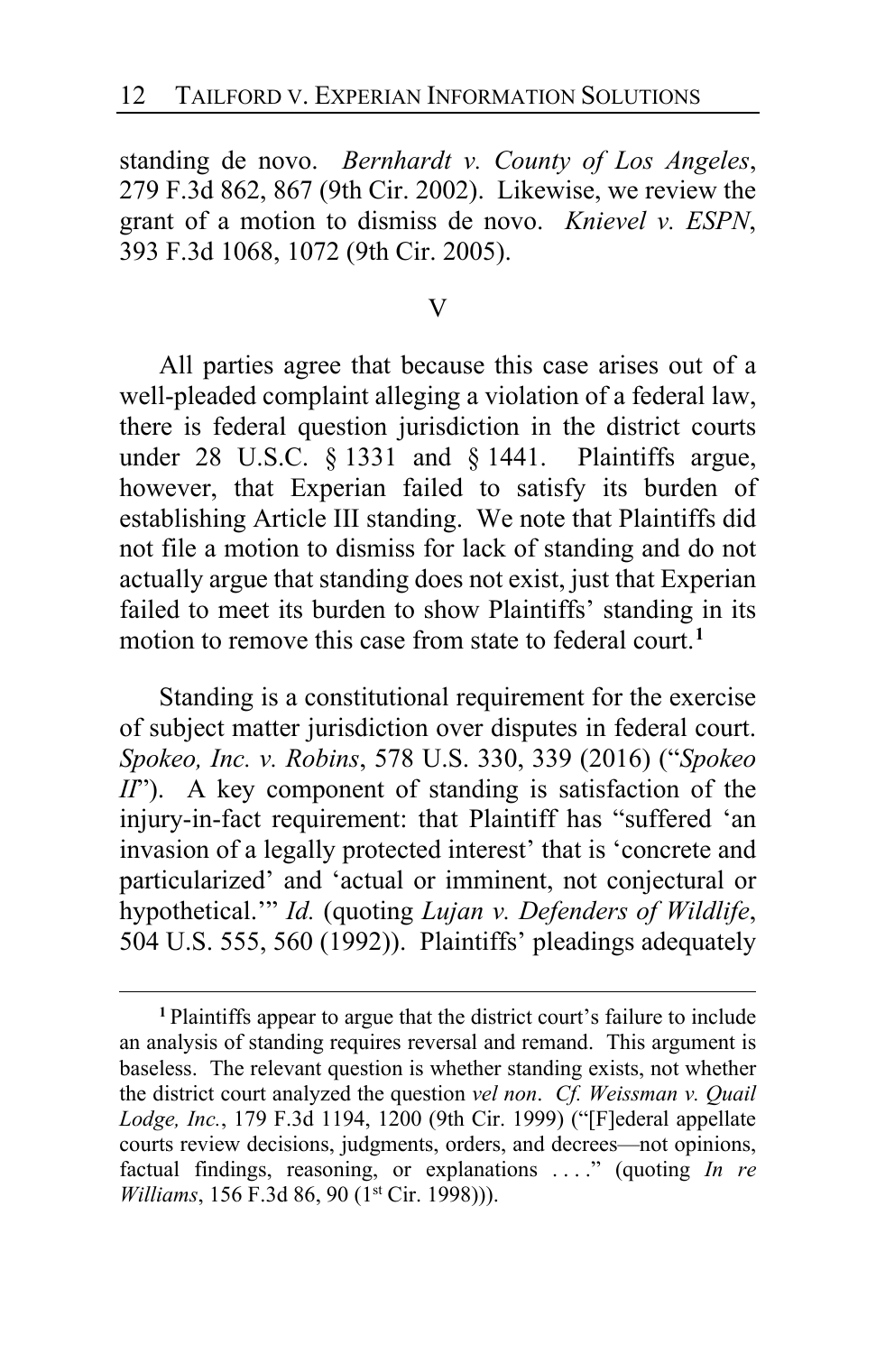standing de novo. *Bernhardt v. County of Los Angeles*, 279 F.3d 862, 867 (9th Cir. 2002). Likewise, we review the grant of a motion to dismiss de novo. *Knievel v. ESPN*, 393 F.3d 1068, 1072 (9th Cir. 2005).

## V

All parties agree that because this case arises out of a well-pleaded complaint alleging a violation of a federal law, there is federal question jurisdiction in the district courts under 28 U.S.C. § 1331 and § 1441. Plaintiffs argue, however, that Experian failed to satisfy its burden of establishing Article III standing. We note that Plaintiffs did not file a motion to dismiss for lack of standing and do not actually argue that standing does not exist, just that Experian failed to meet its burden to show Plaintiffs' standing in its motion to remove this case from state to federal court.[1]

Standing is a constitutional requirement for the exercise of subject matter jurisdiction over disputes in federal court. *Spokeo, Inc. v. Robins*, 578 U.S. 330, 339 (2016) ("*Spokeo II*"). A key component of standing is satisfaction of the injury-in-fact requirement: that Plaintiff has "suffered 'an invasion of a legally protected interest' that is 'concrete and particularized' and 'actual or imminent, not conjectural or hypothetical.'" *Id.* (quoting *Lujan v. Defenders of Wildlife*, 504 U.S. 555, 560 (1992)). Plaintiffs' pleadings adequately

---

[1] Plaintiffs appear to argue that the district court's failure to include an analysis of standing requires reversal and remand. This argument is baseless. The relevant question is whether standing exists, not whether the district court analyzed the question *vel non*. *Cf. Weissman v. Quail Lodge, Inc.*, 179 F.3d 1194, 1200 (9th Cir. 1999) ("[F]ederal appellate courts review decisions, judgments, orders, and decrees—not opinions, factual findings, reasoning, or explanations . . . ." (quoting *In re Williams*, 156 F.3d 86, 90 (1st Cir. 1998))).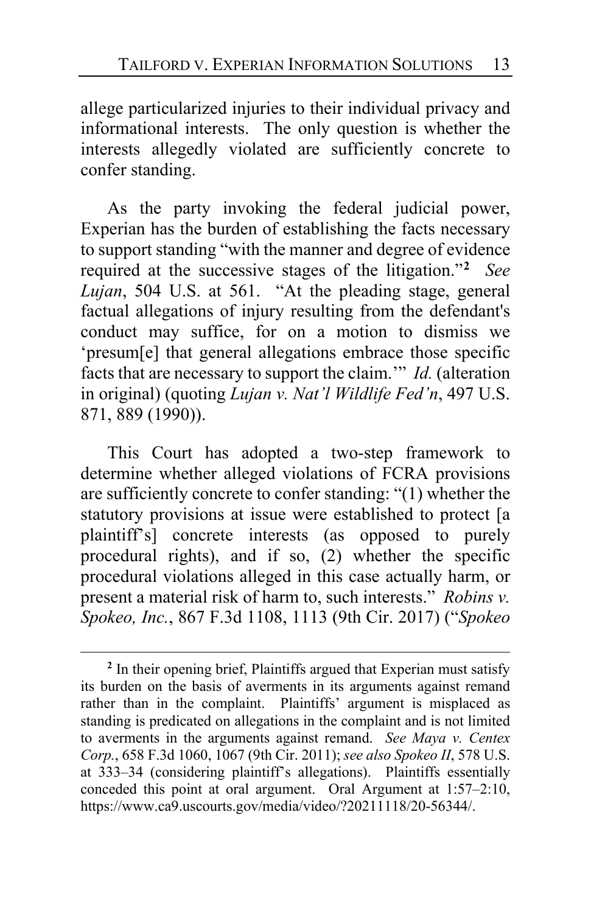allege particularized injuries to their individual privacy and informational interests. The only question is whether the interests allegedly violated are sufficiently concrete to confer standing.

As the party invoking the federal judicial power, Experian has the burden of establishing the facts necessary to support standing "with the manner and degree of evidence required at the successive stages of the litigation."[2] *See Lujan*, 504 U.S. at 561. "At the pleading stage, general factual allegations of injury resulting from the defendant's conduct may suffice, for on a motion to dismiss we 'presum[e] that general allegations embrace those specific facts that are necessary to support the claim.'" *Id.* (alteration in original) (quoting *Lujan v. Nat'l Wildlife Fed'n*, 497 U.S. 871, 889 (1990)).

This Court has adopted a two-step framework to determine whether alleged violations of FCRA provisions are sufficiently concrete to confer standing: "(1) whether the statutory provisions at issue were established to protect [a plaintiff's] concrete interests (as opposed to purely procedural rights), and if so, (2) whether the specific procedural violations alleged in this case actually harm, or present a material risk of harm to, such interests." *Robins v. Spokeo, Inc.*, 867 F.3d 1108, 1113 (9th Cir. 2017) ("*Spokeo*

---

[2] In their opening brief, Plaintiffs argued that Experian must satisfy its burden on the basis of averments in its arguments against remand rather than in the complaint. Plaintiffs' argument is misplaced as standing is predicated on allegations in the complaint and is not limited to averments in the arguments against remand. *See Maya v. Centex Corp.*, 658 F.3d 1060, 1067 (9th Cir. 2011); *see also Spokeo II*, 578 U.S. at 333–34 (considering plaintiff's allegations). Plaintiffs essentially conceded this point at oral argument. Oral Argument at 1:57–2:10, https://www.ca9.uscourts.gov/media/video/?20211118/20-56344/.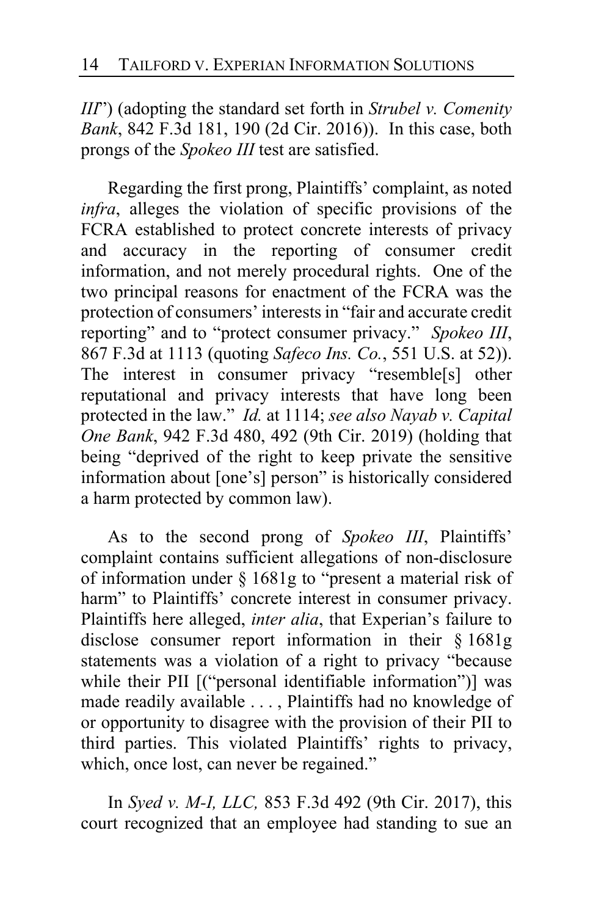*III*") (adopting the standard set forth in *Strubel v. Comenity Bank*, 842 F.3d 181, 190 (2d Cir. 2016)). In this case, both prongs of the *Spokeo III* test are satisfied.

Regarding the first prong, Plaintiffs' complaint, as noted *infra*, alleges the violation of specific provisions of the FCRA established to protect concrete interests of privacy and accuracy in the reporting of consumer credit information, and not merely procedural rights. One of the two principal reasons for enactment of the FCRA was the protection of consumers' interests in "fair and accurate credit reporting" and to "protect consumer privacy." *Spokeo III*, 867 F.3d at 1113 (quoting *Safeco Ins. Co.*, 551 U.S. at 52)). The interest in consumer privacy "resemble[s] other reputational and privacy interests that have long been protected in the law." *Id.* at 1114; *see also Nayab v. Capital One Bank*, 942 F.3d 480, 492 (9th Cir. 2019) (holding that being "deprived of the right to keep private the sensitive information about [one's] person" is historically considered a harm protected by common law).

As to the second prong of *Spokeo III*, Plaintiffs' complaint contains sufficient allegations of non-disclosure of information under § 1681g to "present a material risk of harm" to Plaintiffs' concrete interest in consumer privacy. Plaintiffs here alleged, *inter alia*, that Experian's failure to disclose consumer report information in their § 1681g statements was a violation of a right to privacy "because while their PII [("personal identifiable information")] was made readily available . . . , Plaintiffs had no knowledge of or opportunity to disagree with the provision of their PII to third parties. This violated Plaintiffs' rights to privacy, which, once lost, can never be regained."

In *Syed v. M-I, LLC,* 853 F.3d 492 (9th Cir. 2017), this court recognized that an employee had standing to sue an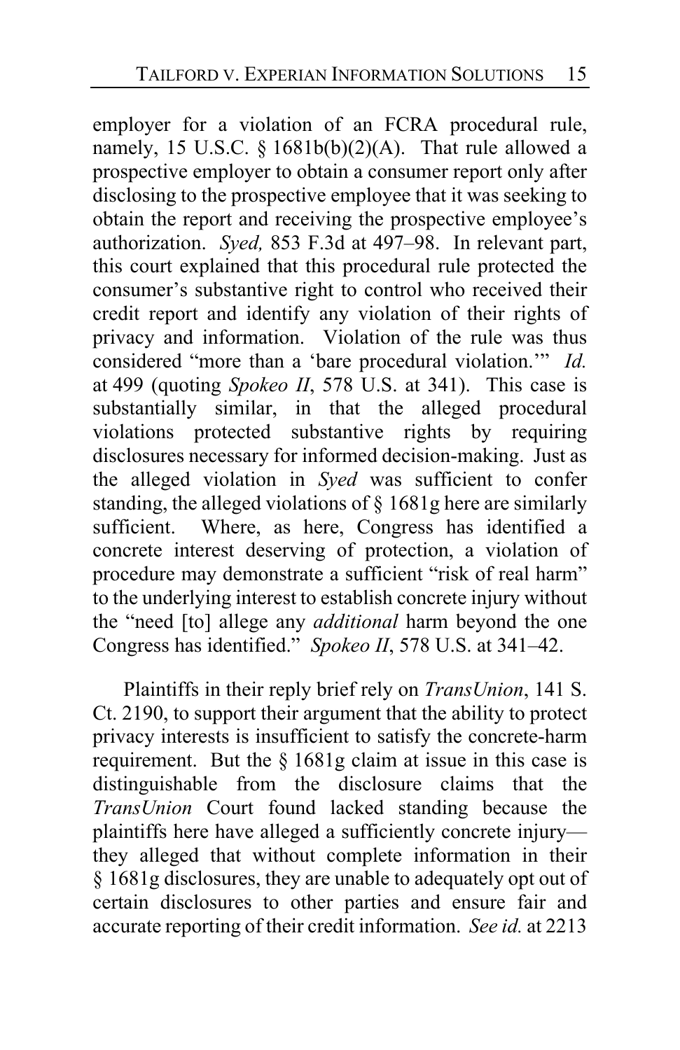employer for a violation of an FCRA procedural rule, namely, 15 U.S.C. § 1681b(b)(2)(A). That rule allowed a prospective employer to obtain a consumer report only after disclosing to the prospective employee that it was seeking to obtain the report and receiving the prospective employee's authorization. *Syed,* 853 F.3d at 497–98. In relevant part, this court explained that this procedural rule protected the consumer's substantive right to control who received their credit report and identify any violation of their rights of privacy and information. Violation of the rule was thus considered "more than a 'bare procedural violation.'" *Id.* at 499 (quoting *Spokeo II*, 578 U.S. at 341). This case is substantially similar, in that the alleged procedural violations protected substantive rights by requiring disclosures necessary for informed decision-making. Just as the alleged violation in *Syed* was sufficient to confer standing, the alleged violations of § 1681g here are similarly sufficient. Where, as here, Congress has identified a concrete interest deserving of protection, a violation of procedure may demonstrate a sufficient "risk of real harm" to the underlying interest to establish concrete injury without the "need [to] allege any *additional* harm beyond the one Congress has identified." *Spokeo II*, 578 U.S. at 341–42.

Plaintiffs in their reply brief rely on *TransUnion*, 141 S. Ct. 2190, to support their argument that the ability to protect privacy interests is insufficient to satisfy the concrete-harm requirement. But the § 1681g claim at issue in this case is distinguishable from the disclosure claims that the *TransUnion* Court found lacked standing because the plaintiffs here have alleged a sufficiently concrete injury—they alleged that without complete information in their § 1681g disclosures, they are unable to adequately opt out of certain disclosures to other parties and ensure fair and accurate reporting of their credit information. *See id.* at 2213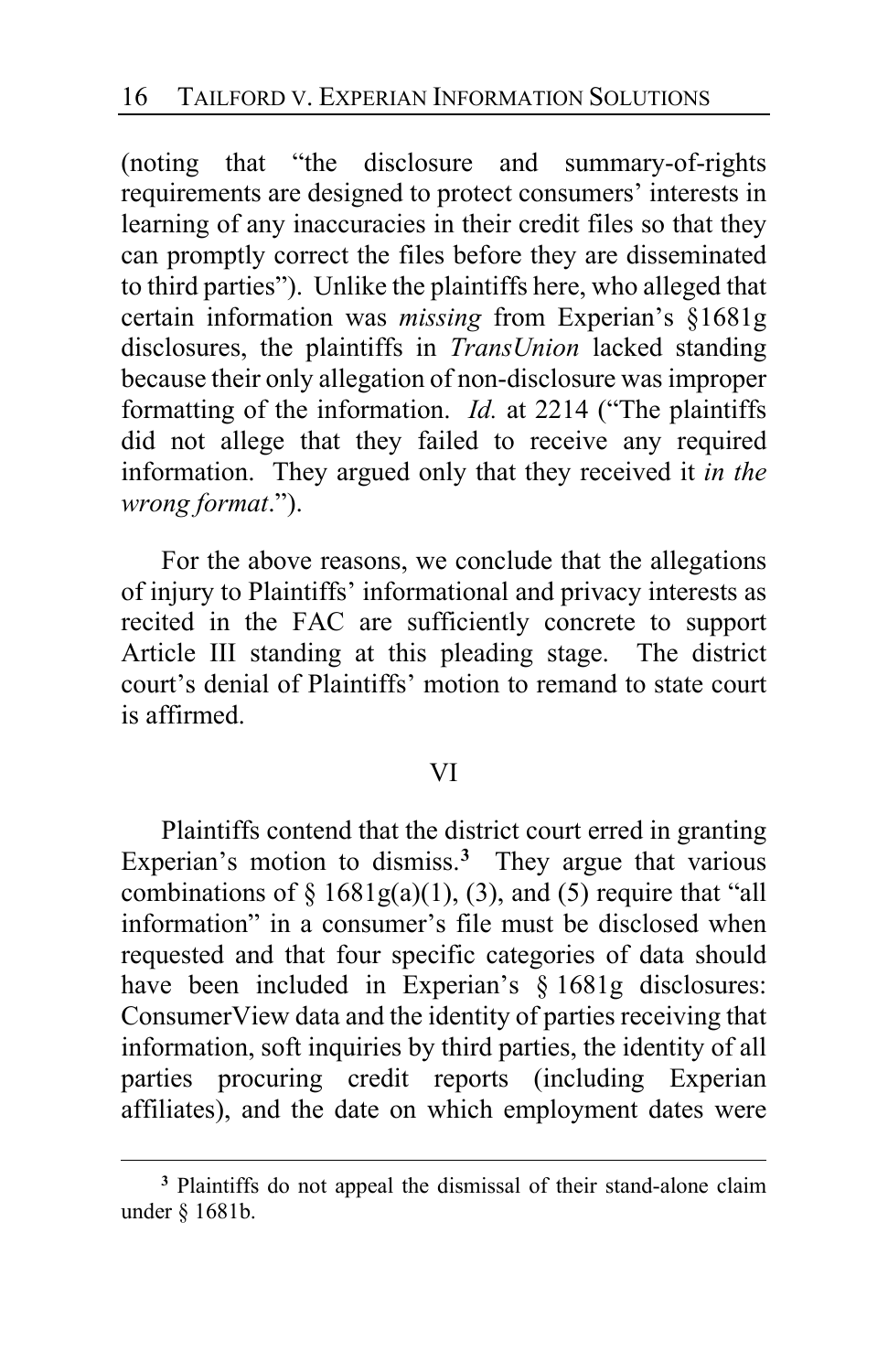(noting that "the disclosure and summary-of-rights requirements are designed to protect consumers' interests in learning of any inaccuracies in their credit files so that they can promptly correct the files before they are disseminated to third parties"). Unlike the plaintiffs here, who alleged that certain information was *missing* from Experian's §1681g disclosures, the plaintiffs in *TransUnion* lacked standing because their only allegation of non-disclosure was improper formatting of the information. *Id.* at 2214 ("The plaintiffs did not allege that they failed to receive any required information. They argued only that they received it *in the wrong format*.").

For the above reasons, we conclude that the allegations of injury to Plaintiffs' informational and privacy interests as recited in the FAC are sufficiently concrete to support Article III standing at this pleading stage. The district court's denial of Plaintiffs' motion to remand to state court is affirmed.

## VI

Plaintiffs contend that the district court erred in granting Experian's motion to dismiss.[3] They argue that various combinations of § 1681g(a)(1), (3), and (5) require that "all information" in a consumer's file must be disclosed when requested and that four specific categories of data should have been included in Experian's § 1681g disclosures: ConsumerView data and the identity of parties receiving that information, soft inquiries by third parties, the identity of all parties procuring credit reports (including Experian affiliates), and the date on which employment dates were

[3] Plaintiffs do not appeal the dismissal of their stand-alone claim under § 1681b.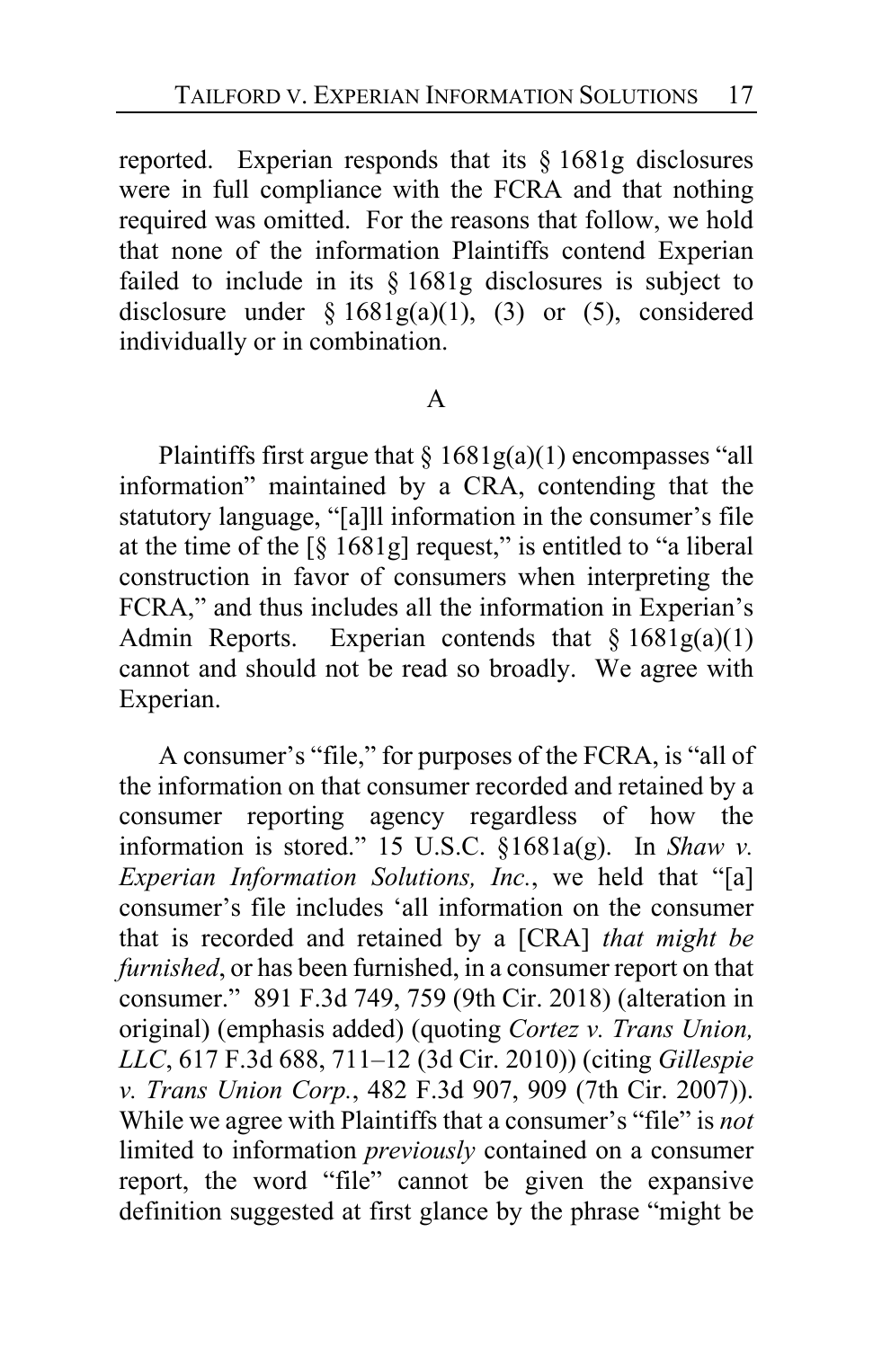reported. Experian responds that its § 1681g disclosures were in full compliance with the FCRA and that nothing required was omitted. For the reasons that follow, we hold that none of the information Plaintiffs contend Experian failed to include in its § 1681g disclosures is subject to disclosure under § 1681g(a)(1), (3) or (5), considered individually or in combination.

A

Plaintiffs first argue that § 1681g(a)(1) encompasses "all information" maintained by a CRA, contending that the statutory language, "[a]ll information in the consumer's file at the time of the [§ 1681g] request," is entitled to "a liberal construction in favor of consumers when interpreting the FCRA," and thus includes all the information in Experian's Admin Reports. Experian contends that § 1681g(a)(1) cannot and should not be read so broadly. We agree with Experian.

A consumer's "file," for purposes of the FCRA, is "all of the information on that consumer recorded and retained by a consumer reporting agency regardless of how the information is stored." 15 U.S.C. §1681a(g). In *Shaw v. Experian Information Solutions, Inc.*, we held that "[a] consumer's file includes 'all information on the consumer that is recorded and retained by a [CRA] *that might be furnished*, or has been furnished, in a consumer report on that consumer." 891 F.3d 749, 759 (9th Cir. 2018) (alteration in original) (emphasis added) (quoting *Cortez v. Trans Union, LLC*, 617 F.3d 688, 711–12 (3d Cir. 2010)) (citing *Gillespie v. Trans Union Corp.*, 482 F.3d 907, 909 (7th Cir. 2007)). While we agree with Plaintiffs that a consumer's "file" is *not* limited to information *previously* contained on a consumer report, the word "file" cannot be given the expansive definition suggested at first glance by the phrase "might be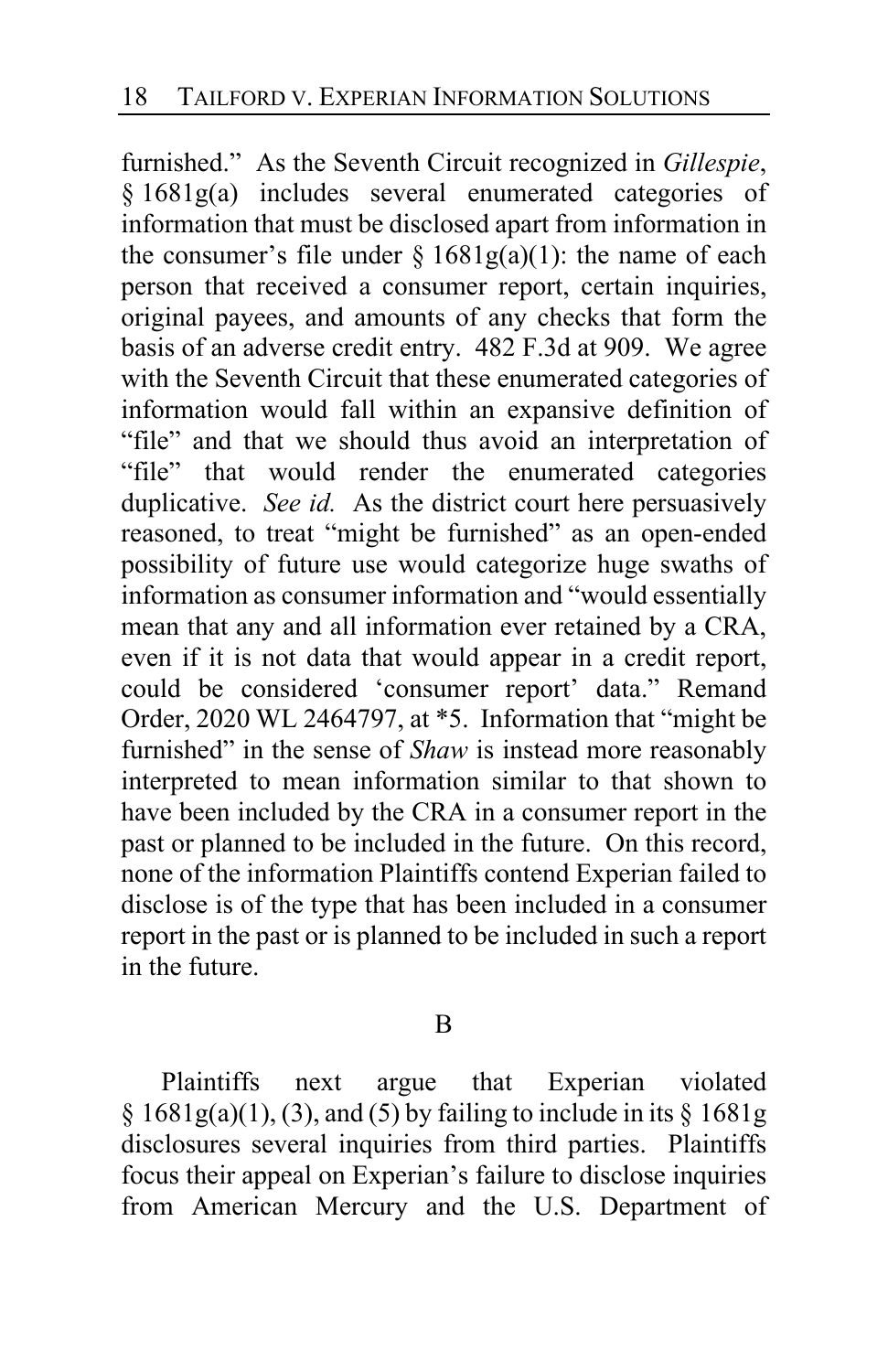furnished." As the Seventh Circuit recognized in *Gillespie*, § 1681g(a) includes several enumerated categories of information that must be disclosed apart from information in the consumer's file under § 1681g(a)(1): the name of each person that received a consumer report, certain inquiries, original payees, and amounts of any checks that form the basis of an adverse credit entry. 482 F.3d at 909. We agree with the Seventh Circuit that these enumerated categories of information would fall within an expansive definition of "file" and that we should thus avoid an interpretation of "file" that would render the enumerated categories duplicative. *See id.* As the district court here persuasively reasoned, to treat "might be furnished" as an open-ended possibility of future use would categorize huge swaths of information as consumer information and "would essentially mean that any and all information ever retained by a CRA, even if it is not data that would appear in a credit report, could be considered 'consumer report' data." Remand Order, 2020 WL 2464797, at *5. Information that "might be furnished" in the sense of *Shaw* is instead more reasonably interpreted to mean information similar to that shown to have been included by the CRA in a consumer report in the past or planned to be included in the future. On this record, none of the information Plaintiffs contend Experian failed to disclose is of the type that has been included in a consumer report in the past or is planned to be included in such a report in the future.

## B

Plaintiffs next argue that Experian violated § 1681g(a)(1), (3), and (5) by failing to include in its § 1681g disclosures several inquiries from third parties. Plaintiffs focus their appeal on Experian's failure to disclose inquiries from American Mercury and the U.S. Department of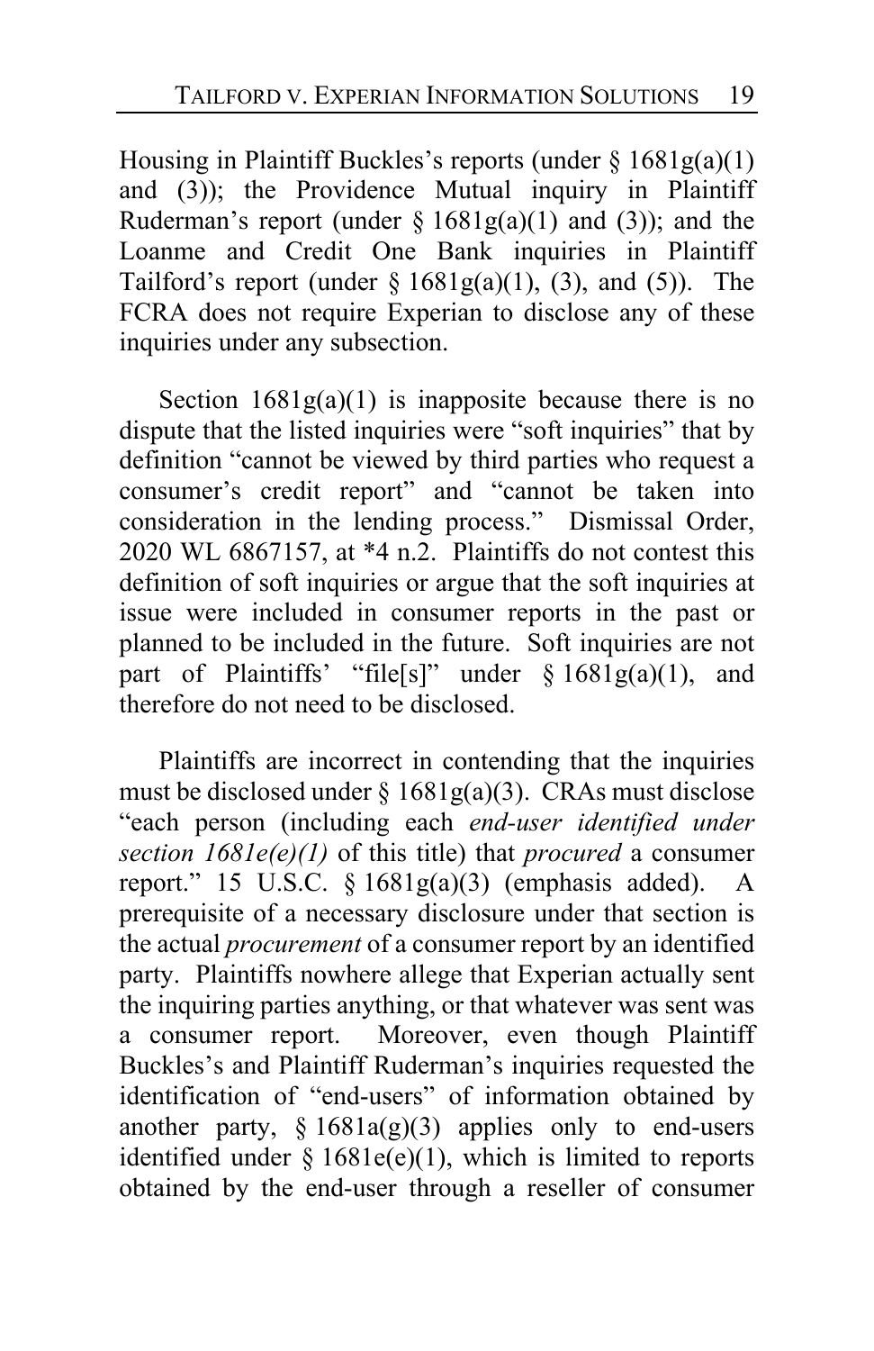Housing in Plaintiff Buckles's reports (under § 1681g(a)(1) and (3)); the Providence Mutual inquiry in Plaintiff Ruderman's report (under § 1681g(a)(1) and (3)); and the Loanme and Credit One Bank inquiries in Plaintiff Tailford's report (under § 1681g(a)(1), (3), and (5)). The FCRA does not require Experian to disclose any of these inquiries under any subsection.

Section 1681g(a)(1) is inapposite because there is no dispute that the listed inquiries were "soft inquiries" that by definition "cannot be viewed by third parties who request a consumer's credit report" and "cannot be taken into consideration in the lending process." Dismissal Order, 2020 WL 6867157, at *4 n.2. Plaintiffs do not contest this definition of soft inquiries or argue that the soft inquiries at issue were included in consumer reports in the past or planned to be included in the future. Soft inquiries are not part of Plaintiffs' "file[s]" under § 1681g(a)(1), and therefore do not need to be disclosed.

Plaintiffs are incorrect in contending that the inquiries must be disclosed under § 1681g(a)(3). CRAs must disclose "each person (including each *end-user identified under section 1681e(e)(1)* of this title) that *procured* a consumer report." 15 U.S.C. § 1681g(a)(3) (emphasis added). A prerequisite of a necessary disclosure under that section is the actual *procurement* of a consumer report by an identified party. Plaintiffs nowhere allege that Experian actually sent the inquiring parties anything, or that whatever was sent was a consumer report. Moreover, even though Plaintiff Buckles's and Plaintiff Ruderman's inquiries requested the identification of "end-users" of information obtained by another party, § 1681a(g)(3) applies only to end-users identified under § 1681e(e)(1), which is limited to reports obtained by the end-user through a reseller of consumer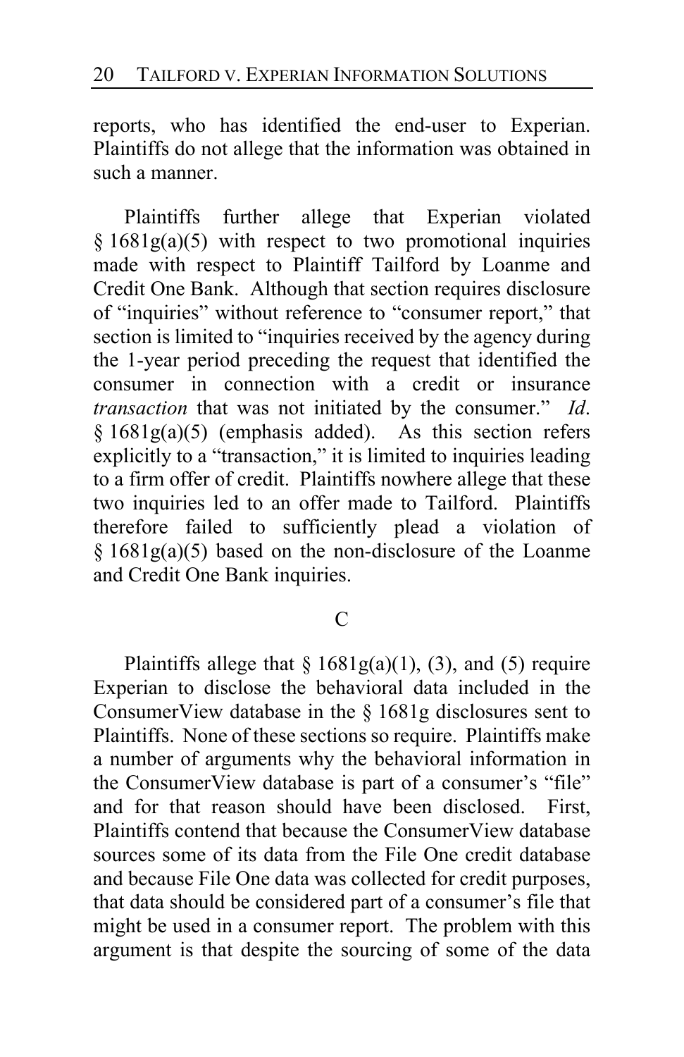reports, who has identified the end-user to Experian. Plaintiffs do not allege that the information was obtained in such a manner.

Plaintiffs further allege that Experian violated § 1681g(a)(5) with respect to two promotional inquiries made with respect to Plaintiff Tailford by Loanme and Credit One Bank. Although that section requires disclosure of "inquiries" without reference to "consumer report," that section is limited to "inquiries received by the agency during the 1-year period preceding the request that identified the consumer in connection with a credit or insurance *transaction* that was not initiated by the consumer." *Id.* § 1681g(a)(5) (emphasis added). As this section refers explicitly to a "transaction," it is limited to inquiries leading to a firm offer of credit. Plaintiffs nowhere allege that these two inquiries led to an offer made to Tailford. Plaintiffs therefore failed to sufficiently plead a violation of § 1681g(a)(5) based on the non-disclosure of the Loanme and Credit One Bank inquiries.

### C

Plaintiffs allege that § 1681g(a)(1), (3), and (5) require Experian to disclose the behavioral data included in the ConsumerView database in the § 1681g disclosures sent to Plaintiffs. None of these sections so require. Plaintiffs make a number of arguments why the behavioral information in the ConsumerView database is part of a consumer's "file" and for that reason should have been disclosed. First, Plaintiffs contend that because the ConsumerView database sources some of its data from the File One credit database and because File One data was collected for credit purposes, that data should be considered part of a consumer's file that might be used in a consumer report. The problem with this argument is that despite the sourcing of some of the data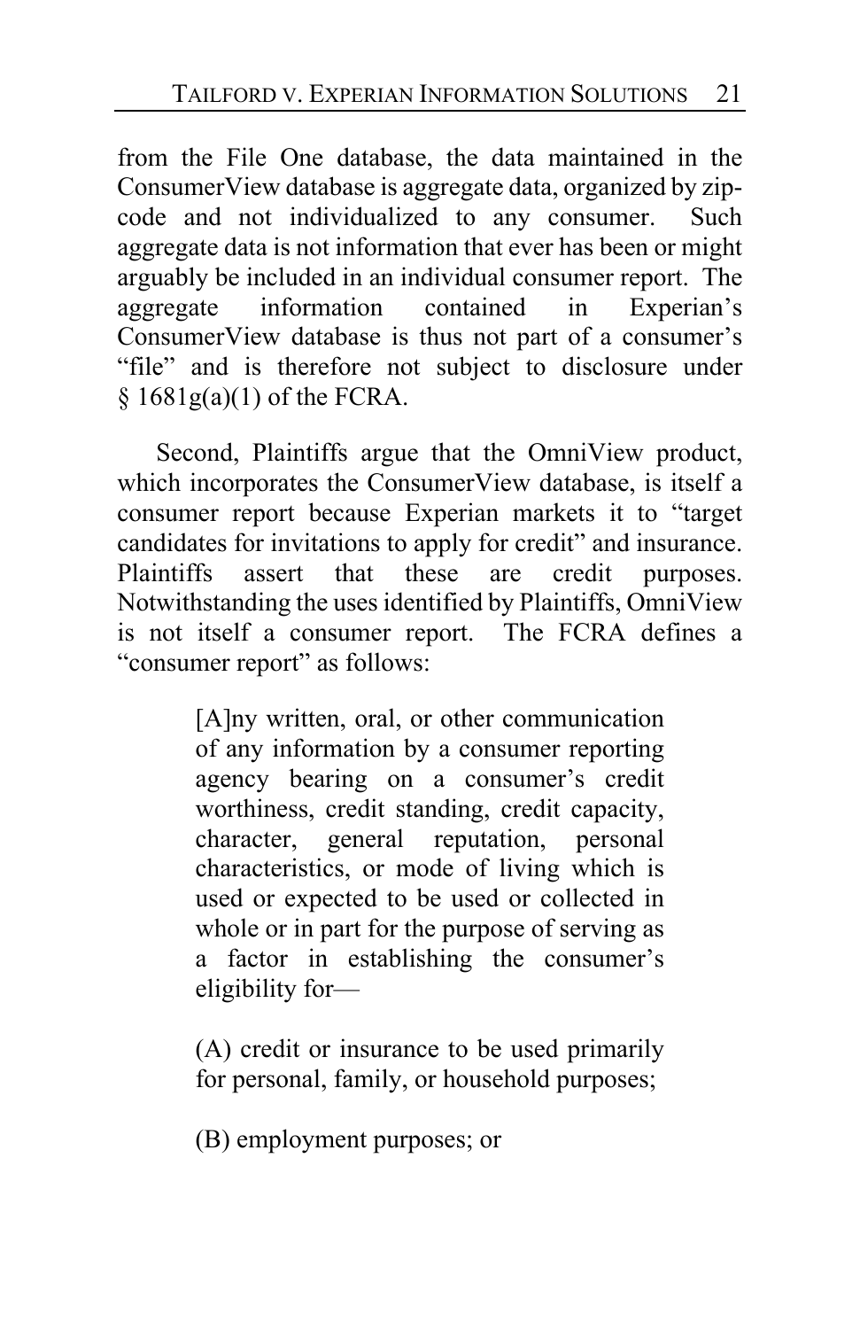from the File One database, the data maintained in the ConsumerView database is aggregate data, organized by zip-code and not individualized to any consumer. Such aggregate data is not information that ever has been or might arguably be included in an individual consumer report. The aggregate information contained in Experian's ConsumerView database is thus not part of a consumer's "file" and is therefore not subject to disclosure under § 1681g(a)(1) of the FCRA.

Second, Plaintiffs argue that the OmniView product, which incorporates the ConsumerView database, is itself a consumer report because Experian markets it to "target candidates for invitations to apply for credit" and insurance. Plaintiffs assert that these are credit purposes. Notwithstanding the uses identified by Plaintiffs, OmniView is not itself a consumer report. The FCRA defines a "consumer report" as follows:

> [A]ny written, oral, or other communication of any information by a consumer reporting agency bearing on a consumer's credit worthiness, credit standing, credit capacity, character, general reputation, personal characteristics, or mode of living which is used or expected to be used or collected in whole or in part for the purpose of serving as a factor in establishing the consumer's eligibility for—
>
> (A) credit or insurance to be used primarily for personal, family, or household purposes;
>
> (B) employment purposes; or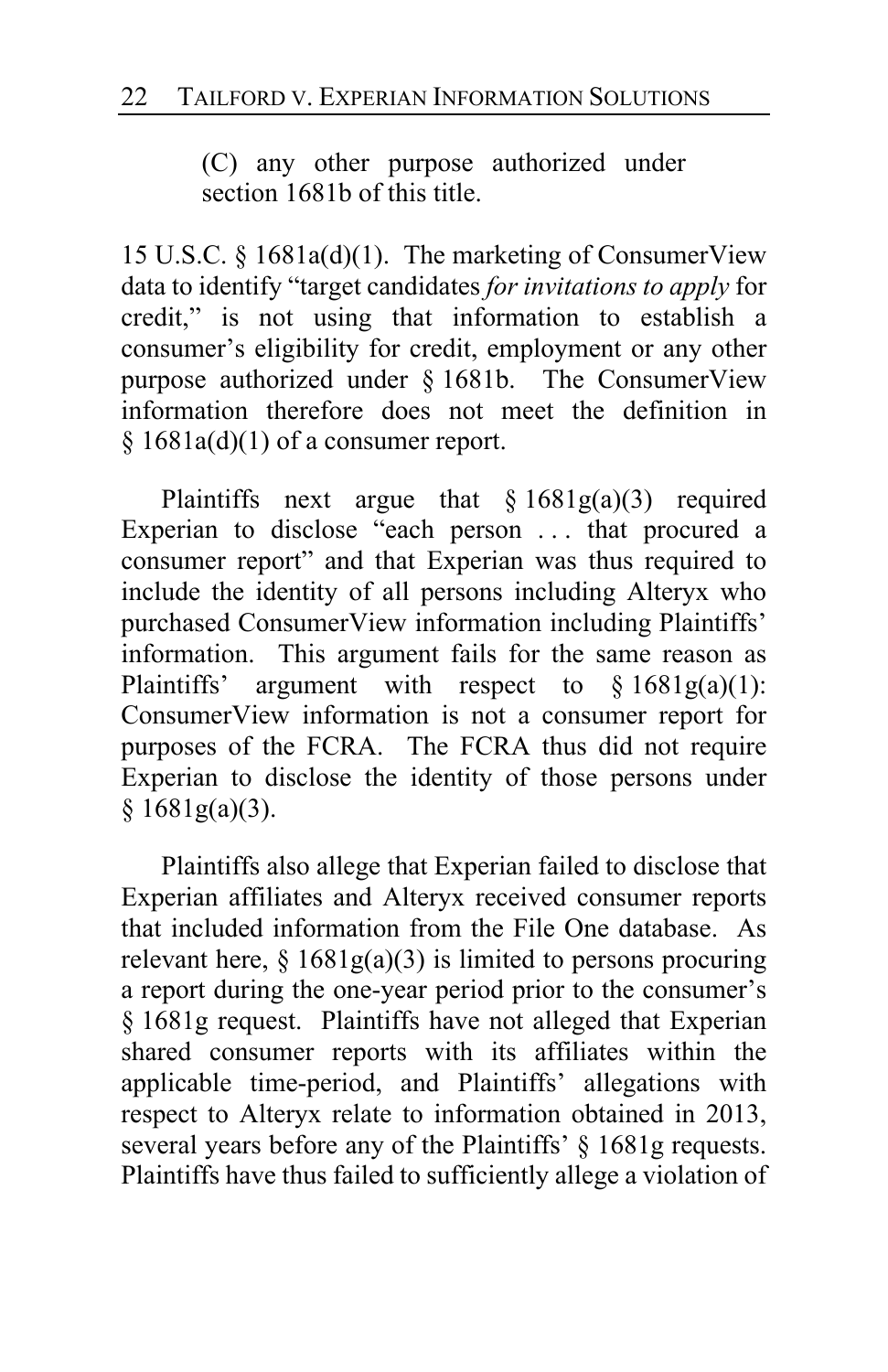(C) any other purpose authorized under section 1681b of this title.

15 U.S.C. § 1681a(d)(1). The marketing of ConsumerView data to identify "target candidates *for invitations to apply* for credit," is not using that information to establish a consumer's eligibility for credit, employment or any other purpose authorized under § 1681b. The ConsumerView information therefore does not meet the definition in § 1681a(d)(1) of a consumer report.

Plaintiffs next argue that § 1681g(a)(3) required Experian to disclose "each person . . . that procured a consumer report" and that Experian was thus required to include the identity of all persons including Alteryx who purchased ConsumerView information including Plaintiffs' information. This argument fails for the same reason as Plaintiffs' argument with respect to § 1681g(a)(1): ConsumerView information is not a consumer report for purposes of the FCRA. The FCRA thus did not require Experian to disclose the identity of those persons under § 1681g(a)(3).

Plaintiffs also allege that Experian failed to disclose that Experian affiliates and Alteryx received consumer reports that included information from the File One database. As relevant here, § 1681g(a)(3) is limited to persons procuring a report during the one-year period prior to the consumer's § 1681g request. Plaintiffs have not alleged that Experian shared consumer reports with its affiliates within the applicable time-period, and Plaintiffs' allegations with respect to Alteryx relate to information obtained in 2013, several years before any of the Plaintiffs' § 1681g requests. Plaintiffs have thus failed to sufficiently allege a violation of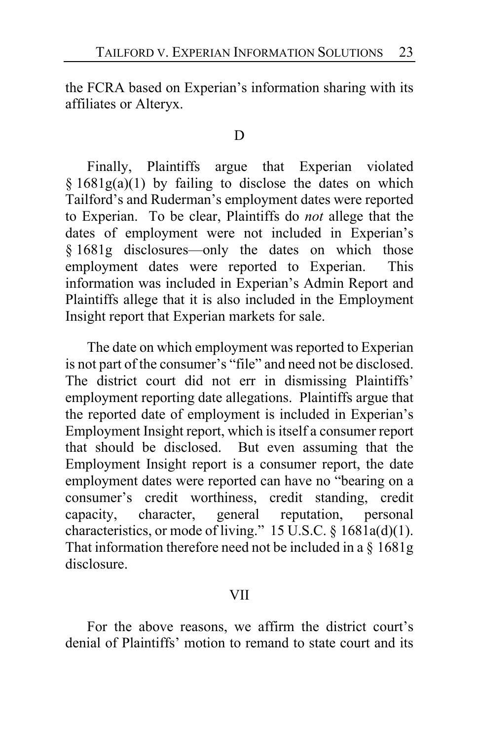the FCRA based on Experian's information sharing with its affiliates or Alteryx.

### D

Finally, Plaintiffs argue that Experian violated § 1681g(a)(1) by failing to disclose the dates on which Tailford's and Ruderman's employment dates were reported to Experian. To be clear, Plaintiffs do *not* allege that the dates of employment were not included in Experian's § 1681g disclosures—only the dates on which those employment dates were reported to Experian. This information was included in Experian's Admin Report and Plaintiffs allege that it is also included in the Employment Insight report that Experian markets for sale.

The date on which employment was reported to Experian is not part of the consumer's "file" and need not be disclosed. The district court did not err in dismissing Plaintiffs' employment reporting date allegations. Plaintiffs argue that the reported date of employment is included in Experian's Employment Insight report, which is itself a consumer report that should be disclosed. But even assuming that the Employment Insight report is a consumer report, the date employment dates were reported can have no "bearing on a consumer's credit worthiness, credit standing, credit capacity, character, general reputation, personal characteristics, or mode of living." 15 U.S.C. § 1681a(d)(1). That information therefore need not be included in a § 1681g disclosure.

## VII

For the above reasons, we affirm the district court's denial of Plaintiffs' motion to remand to state court and its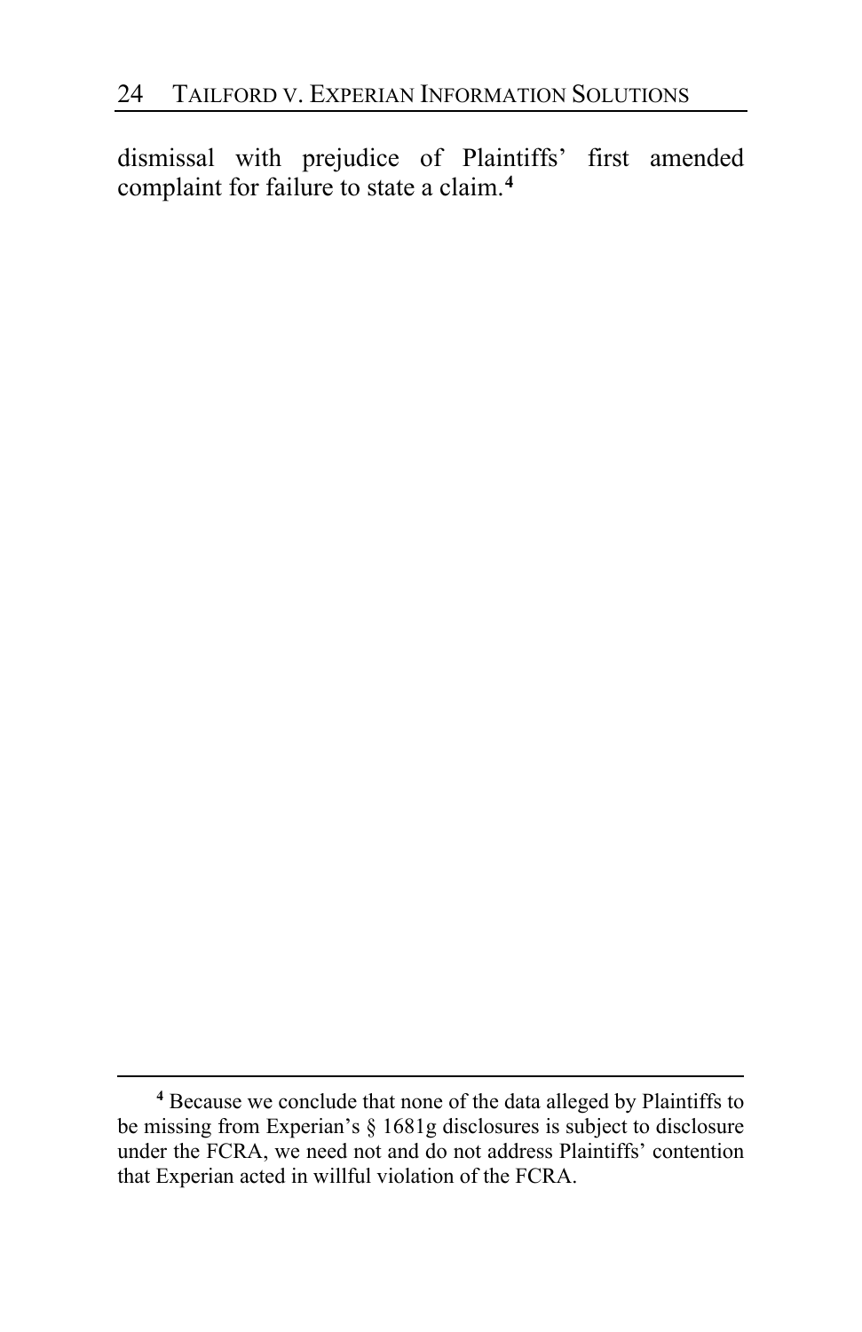dismissal with prejudice of Plaintiffs' first amended complaint for failure to state a claim.[4]

[4] Because we conclude that none of the data alleged by Plaintiffs to be missing from Experian's § 1681g disclosures is subject to disclosure under the FCRA, we need not and do not address Plaintiffs' contention that Experian acted in willful violation of the FCRA.